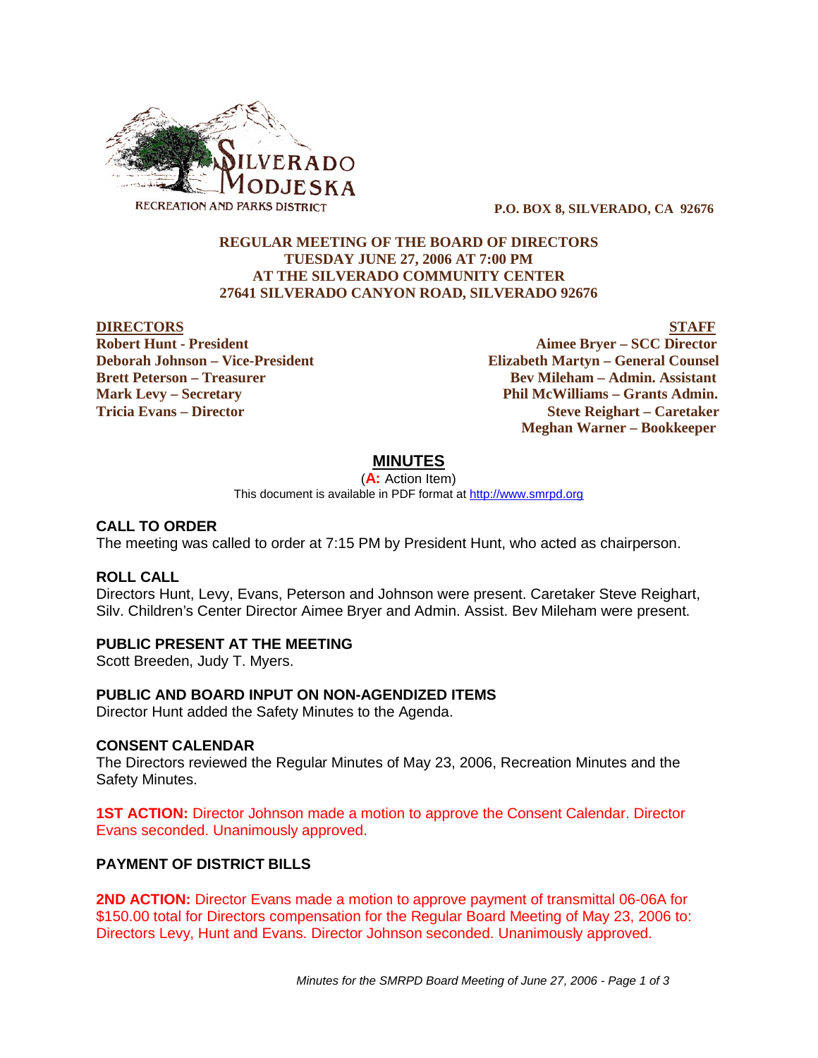SILVERADO MODJESKA

RECREATION AND PARKS DISTRICT

**P.O. BOX 8, SILVERADO, CA 92676**

**REGULAR MEETING OF THE BOARD OF DIRECTORS**
**TUESDAY JUNE 27, 2006 AT 7:00 PM**
**AT THE SILVERADO COMMUNITY CENTER**
**27641 SILVERADO CANYON ROAD, SILVERADO 92676**

| DIRECTORS | STAFF |
|---|---|
| **Robert Hunt - President** | **Aimee Bryer – SCC Director** |
| **Deborah Johnson – Vice-President** | **Elizabeth Martyn – General Counsel** |
| **Brett Peterson – Treasurer** | **Bev Mileham – Admin. Assistant** |
| **Mark Levy – Secretary** | **Phil McWilliams – Grants Admin.** |
| **Tricia Evans – Director** | **Steve Reighart – Caretaker** |
| | **Meghan Warner – Bookkeeper** |

# MINUTES

(**A:** Action Item)
This document is available in PDF format at http://www.smrpd.org

### CALL TO ORDER

The meeting was called to order at 7:15 PM by President Hunt, who acted as chairperson.

### ROLL CALL

Directors Hunt, Levy, Evans, Peterson and Johnson were present. Caretaker Steve Reighart, Silv. Children's Center Director Aimee Bryer and Admin. Assist. Bev Mileham were present.

### PUBLIC PRESENT AT THE MEETING

Scott Breeden, Judy T. Myers.

### PUBLIC AND BOARD INPUT ON NON-AGENDIZED ITEMS

Director Hunt added the Safety Minutes to the Agenda.

### CONSENT CALENDAR

The Directors reviewed the Regular Minutes of May 23, 2006, Recreation Minutes and the Safety Minutes.

**1ST ACTION:** Director Johnson made a motion to approve the Consent Calendar. Director Evans seconded. Unanimously approved.

### PAYMENT OF DISTRICT BILLS

**2ND ACTION:** Director Evans made a motion to approve payment of transmittal 06-06A for $150.00 total for Directors compensation for the Regular Board Meeting of May 23, 2006 to: Directors Levy, Hunt and Evans. Director Johnson seconded. Unanimously approved.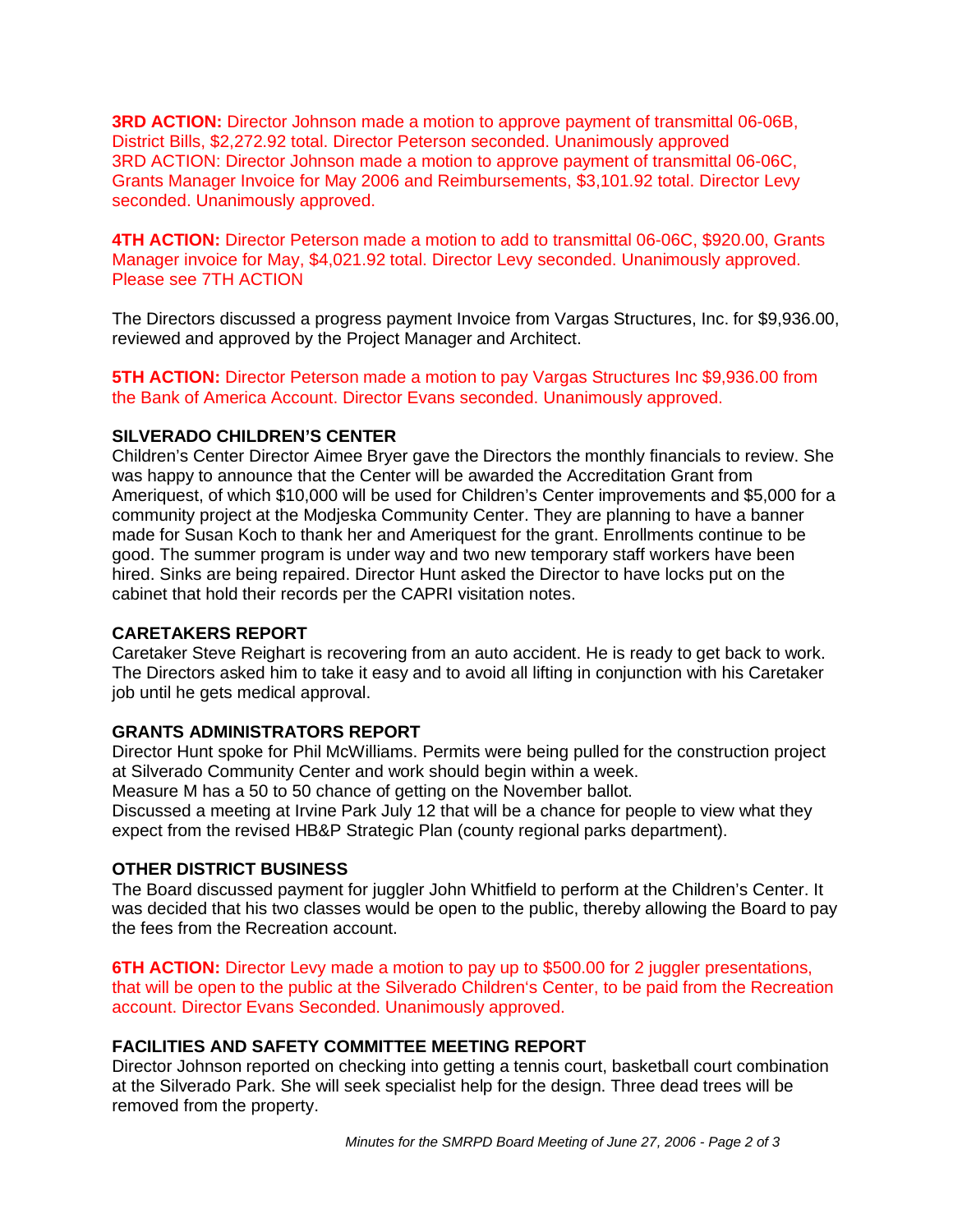**3RD ACTION:** Director Johnson made a motion to approve payment of transmittal 06-06B, District Bills, $2,272.92 total. Director Peterson seconded. Unanimously approved
3RD ACTION: Director Johnson made a motion to approve payment of transmittal 06-06C, Grants Manager Invoice for May 2006 and Reimbursements, $3,101.92 total. Director Levy seconded. Unanimously approved.

**4TH ACTION:** Director Peterson made a motion to add to transmittal 06-06C, $920.00, Grants Manager invoice for May, $4,021.92 total. Director Levy seconded. Unanimously approved. Please see 7TH ACTION

The Directors discussed a progress payment Invoice from Vargas Structures, Inc. for $9,936.00, reviewed and approved by the Project Manager and Architect.

**5TH ACTION:** Director Peterson made a motion to pay Vargas Structures Inc $9,936.00 from the Bank of America Account. Director Evans seconded. Unanimously approved.

**SILVERADO CHILDREN'S CENTER**
Children's Center Director Aimee Bryer gave the Directors the monthly financials to review. She was happy to announce that the Center will be awarded the Accreditation Grant from Ameriquest, of which $10,000 will be used for Children's Center improvements and $5,000 for a community project at the Modjeska Community Center. They are planning to have a banner made for Susan Koch to thank her and Ameriquest for the grant. Enrollments continue to be good. The summer program is under way and two new temporary staff workers have been hired. Sinks are being repaired. Director Hunt asked the Director to have locks put on the cabinet that hold their records per the CAPRI visitation notes.

**CARETAKERS REPORT**
Caretaker Steve Reighart is recovering from an auto accident. He is ready to get back to work. The Directors asked him to take it easy and to avoid all lifting in conjunction with his Caretaker job until he gets medical approval.

**GRANTS ADMINISTRATORS REPORT**
Director Hunt spoke for Phil McWilliams. Permits were being pulled for the construction project at Silverado Community Center and work should begin within a week.
Measure M has a 50 to 50 chance of getting on the November ballot.
Discussed a meeting at Irvine Park July 12 that will be a chance for people to view what they expect from the revised HB&P Strategic Plan (county regional parks department).

**OTHER DISTRICT BUSINESS**
The Board discussed payment for juggler John Whitfield to perform at the Children's Center. It was decided that his two classes would be open to the public, thereby allowing the Board to pay the fees from the Recreation account.

**6TH ACTION:** Director Levy made a motion to pay up to $500.00 for 2 juggler presentations, that will be open to the public at the Silverado Children's Center, to be paid from the Recreation account. Director Evans Seconded. Unanimously approved.

**FACILITIES AND SAFETY COMMITTEE MEETING REPORT**
Director Johnson reported on checking into getting a tennis court, basketball court combination at the Silverado Park. She will seek specialist help for the design. Three dead trees will be removed from the property.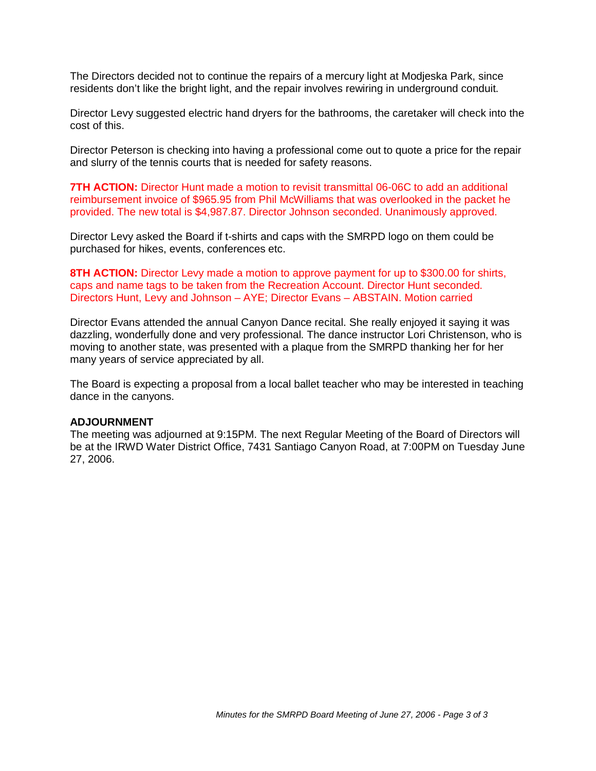The Directors decided not to continue the repairs of a mercury light at Modjeska Park, since residents don't like the bright light, and the repair involves rewiring in underground conduit.

Director Levy suggested electric hand dryers for the bathrooms, the caretaker will check into the cost of this.

Director Peterson is checking into having a professional come out to quote a price for the repair and slurry of the tennis courts that is needed for safety reasons.

**7TH ACTION:** Director Hunt made a motion to revisit transmittal 06-06C to add an additional reimbursement invoice of $965.95 from Phil McWilliams that was overlooked in the packet he provided. The new total is $4,987.87. Director Johnson seconded. Unanimously approved.

Director Levy asked the Board if t-shirts and caps with the SMRPD logo on them could be purchased for hikes, events, conferences etc.

**8TH ACTION:** Director Levy made a motion to approve payment for up to $300.00 for shirts, caps and name tags to be taken from the Recreation Account. Director Hunt seconded. Directors Hunt, Levy and Johnson – AYE; Director Evans – ABSTAIN. Motion carried

Director Evans attended the annual Canyon Dance recital. She really enjoyed it saying it was dazzling, wonderfully done and very professional. The dance instructor Lori Christenson, who is moving to another state, was presented with a plaque from the SMRPD thanking her for her many years of service appreciated by all.

The Board is expecting a proposal from a local ballet teacher who may be interested in teaching dance in the canyons.

**ADJOURNMENT**

The meeting was adjourned at 9:15PM. The next Regular Meeting of the Board of Directors will be at the IRWD Water District Office, 7431 Santiago Canyon Road, at 7:00PM on Tuesday June 27, 2006.